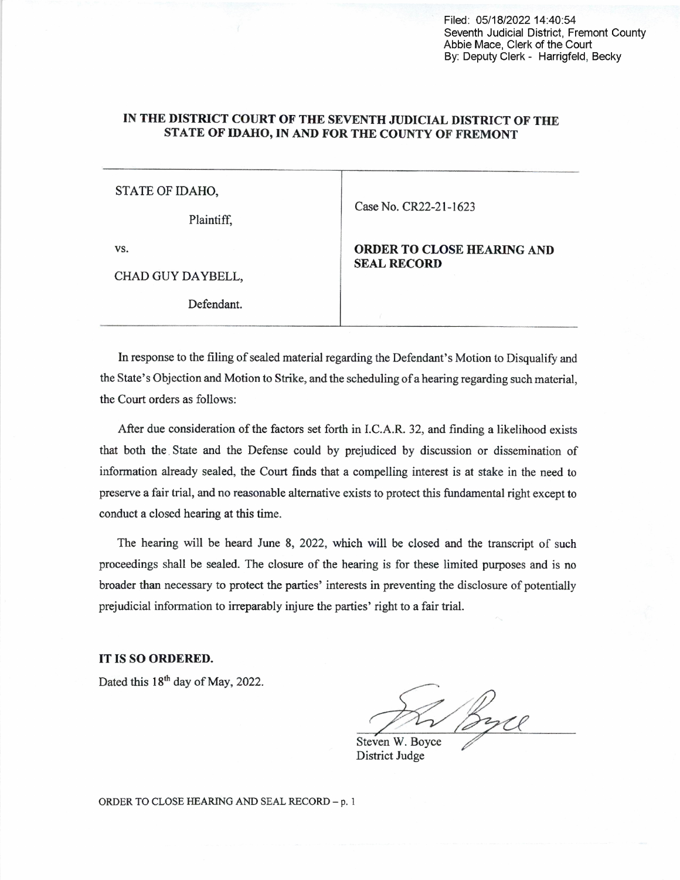Filed: 05/18/2022 14:40:54
Seventh Judicial District, Fremont County
Abbie Mace, Clerk of the Court
By: Deputy Clerk - Harrigfeld, Becky

**IN THE DISTRICT COURT OF THE SEVENTH JUDICIAL DISTRICT OF THE STATE OF IDAHO, IN AND FOR THE COUNTY OF FREMONT**

| | |
|---|---|
| STATE OF IDAHO,<br><br>Plaintiff,<br><br>vs.<br><br>CHAD GUY DAYBELL,<br><br>Defendant. | Case No. CR22-21-1623<br><br>**ORDER TO CLOSE HEARING AND SEAL RECORD** |

In response to the filing of sealed material regarding the Defendant's Motion to Disqualify and the State's Objection and Motion to Strike, and the scheduling of a hearing regarding such material, the Court orders as follows:

After due consideration of the factors set forth in I.C.A.R. 32, and finding a likelihood exists that both the State and the Defense could by prejudiced by discussion or dissemination of information already sealed, the Court finds that a compelling interest is at stake in the need to preserve a fair trial, and no reasonable alternative exists to protect this fundamental right except to conduct a closed hearing at this time.

The hearing will be heard June 8, 2022, which will be closed and the transcript of such proceedings shall be sealed. The closure of the hearing is for these limited purposes and is no broader than necessary to protect the parties' interests in preventing the disclosure of potentially prejudicial information to irreparably injure the parties' right to a fair trial.

**IT IS SO ORDERED.**

Dated this 18th day of May, 2022.

Steven W. Boyce
District Judge

ORDER TO CLOSE HEARING AND SEAL RECORD – p. 1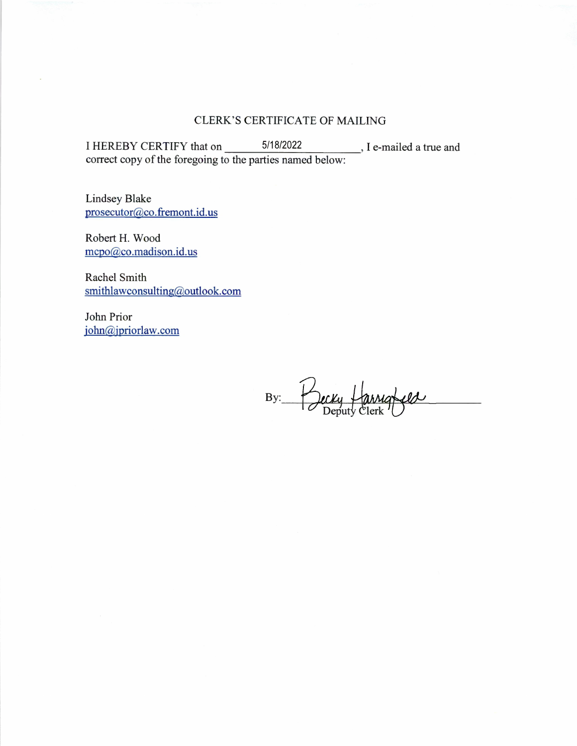## CLERK'S CERTIFICATE OF MAILING

I HEREBY CERTIFY that on 5/18/2022, I e-mailed a true and correct copy of the foregoing to the parties named below:

Lindsey Blake
prosecutor@co.fremont.id.us

Robert H. Wood
mcpo@co.madison.id.us

Rachel Smith
smithlawconsulting@outlook.com

John Prior
john@jpriorlaw.com

By: Becky Harrigfeld
Deputy Clerk